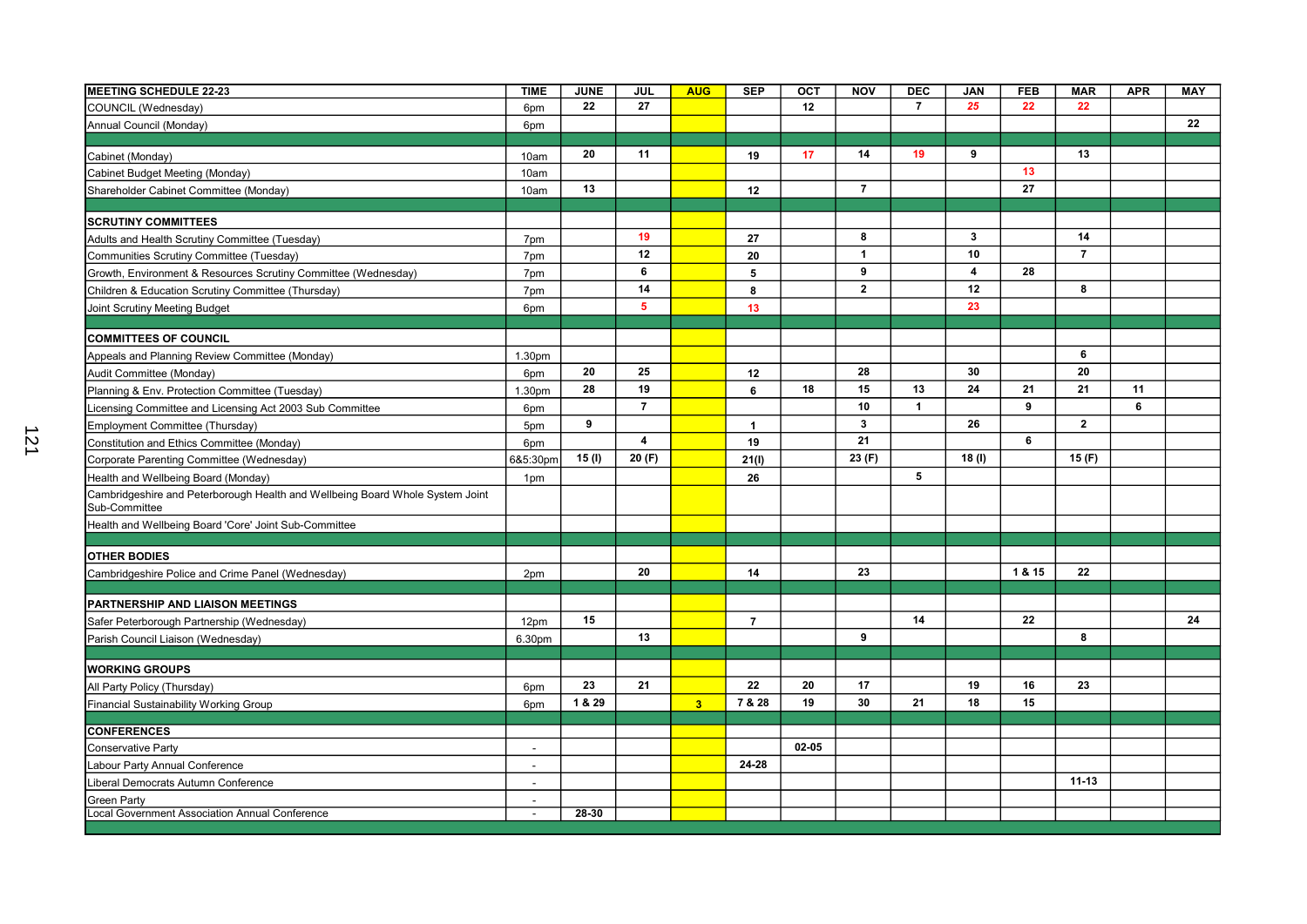| MEETING SCHEDULE 22-23 | TIME | JUNE | JUL | AUG | SEP | OCT | NOV | DEC | JAN | FEB | MAR | APR | MAY |
|---|---|---|---|---|---|---|---|---|---|---|---|---|---|
| COUNCIL (Wednesday) | 6pm | 22 | 27 | | | 12 | | 7 | 25 | 22 | 22 | | |
| Annual Council (Monday) | 6pm | | | | | | | | | | | | 22 |
| | | | | | | | | | | | | | |
| Cabinet (Monday) | 10am | 20 | 11 | | 19 | 17 | 14 | 19 | 9 | | 13 | | |
| Cabinet Budget Meeting (Monday) | 10am | | | | | | | | | 13 | | | |
| Shareholder Cabinet Committee (Monday) | 10am | 13 | | | 12 | | 7 | | | 27 | | | |
| | | | | | | | | | | | | | |
| **SCRUTINY COMMITTEES** | | | | | | | | | | | | | |
| Adults and Health Scrutiny Committee (Tuesday) | 7pm | | 19 | | 27 | | 8 | | 3 | | 14 | | |
| Communities Scrutiny Committee (Tuesday) | 7pm | | 12 | | 20 | | 1 | | 10 | | 7 | | |
| Growth, Environment & Resources Scrutiny Committee (Wednesday) | 7pm | | 6 | | 5 | | 9 | | 4 | 28 | | | |
| Children & Education Scrutiny Committee (Thursday) | 7pm | | 14 | | 8 | | 2 | | 12 | | 8 | | |
| Joint Scrutiny Meeting Budget | 6pm | | 5 | | 13 | | | | 23 | | | | |
| | | | | | | | | | | | | | |
| **COMMITTEES OF COUNCIL** | | | | | | | | | | | | | |
| Appeals and Planning Review Committee (Monday) | 1.30pm | | | | | | | | | | 6 | | |
| Audit Committee (Monday) | 6pm | 20 | 25 | | 12 | | 28 | | 30 | | 20 | | |
| Planning & Env. Protection Committee (Tuesday) | 1.30pm | 28 | 19 | | 6 | 18 | 15 | 13 | 24 | 21 | 21 | 11 | |
| Licensing Committee and Licensing Act 2003 Sub Committee | 6pm | | 7 | | | | 10 | 1 | | 9 | | 6 | |
| Employment Committee (Thursday) | 5pm | 9 | | | 1 | | 3 | | 26 | | 2 | | |
| Constitution and Ethics Committee (Monday) | 6pm | | 4 | | 19 | | 21 | | | 6 | | | |
| Corporate Parenting Committee (Wednesday) | 6&5:30pm | 15 (I) | 20 (F) | | 21(I) | | 23 (F) | | 18 (I) | | 15 (F) | | |
| Health and Wellbeing Board (Monday) | 1pm | | | | 26 | | | 5 | | | | | |
| Cambridgeshire and Peterborough Health and Wellbeing Board Whole System Joint Sub-Committee | | | | | | | | | | | | | |
| Health and Wellbeing Board 'Core' Joint Sub-Committee | | | | | | | | | | | | | |
| | | | | | | | | | | | | | |
| **OTHER BODIES** | | | | | | | | | | | | | |
| Cambridgeshire Police and Crime Panel (Wednesday) | 2pm | | 20 | | 14 | | 23 | | | 1 & 15 | 22 | | |
| | | | | | | | | | | | | | |
| **PARTNERSHIP AND LIAISON MEETINGS** | | | | | | | | | | | | | |
| Safer Peterborough Partnership (Wednesday) | 12pm | 15 | | | 7 | | | 14 | | 22 | | | 24 |
| Parish Council Liaison (Wednesday) | 6.30pm | | 13 | | | | 9 | | | | 8 | | |
| | | | | | | | | | | | | | |
| **WORKING GROUPS** | | | | | | | | | | | | | |
| All Party Policy (Thursday) | 6pm | 23 | 21 | | 22 | 20 | 17 | | 19 | 16 | 23 | | |
| Financial Sustainability Working Group | 6pm | 1 & 29 | | 3 | 7 & 28 | 19 | 30 | 21 | 18 | 15 | | | |
| | | | | | | | | | | | | | |
| **CONFERENCES** | | | | | | | | | | | | | |
| Conservative Party | - | | | | | 02-05 | | | | | | | |
| Labour Party Annual Conference | - | | | | 24-28 | | | | | | | | |
| Liberal Democrats Autumn Conference | - | | | | | | | | | | 11-13 | | |
| Green Party | - | | | | | | | | | | | | |
| Local Government Association Annual Conference | - | 28-30 | | | | | | | | | | | |